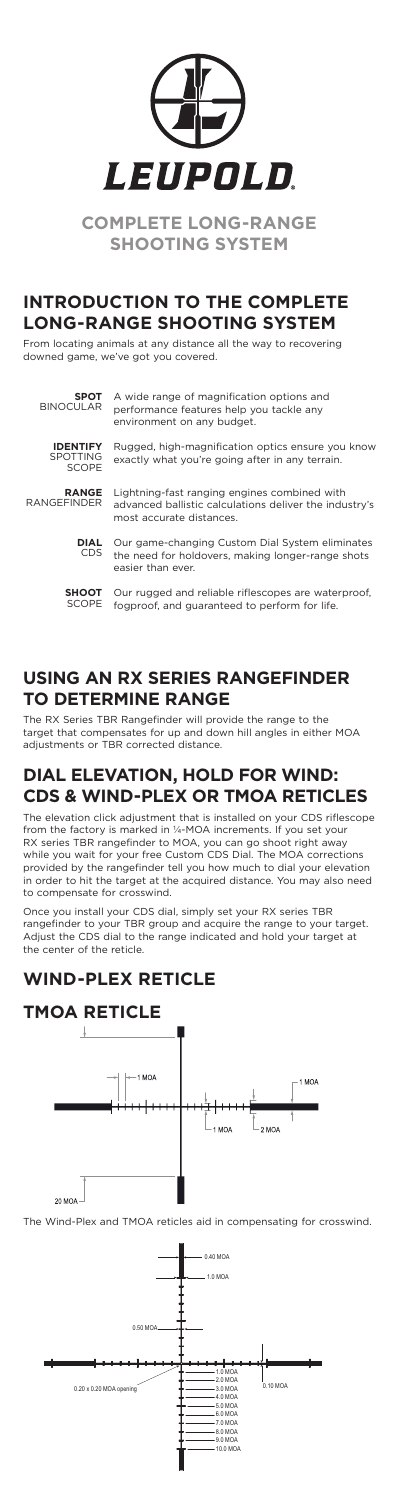# LEUPOLD

## COMPLETE LONG-RANGE SHOOTING SYSTEM

## INTRODUCTION TO THE COMPLETE LONG-RANGE SHOOTING SYSTEM

From locating animals at any distance all the way to recovering downed game, we've got you covered.

**SPOT** BINOCULAR — A wide range of magnification options and performance features help you tackle any environment on any budget.

**IDENTIFY** SPOTTING SCOPE — Rugged, high-magnification optics ensure you know exactly what you're going after in any terrain.

**RANGE** RANGEFINDER — Lightning-fast ranging engines combined with advanced ballistic calculations deliver the industry's most accurate distances.

**DIAL** CDS — Our game-changing Custom Dial System eliminates the need for holdovers, making longer-range shots easier than ever.

**SHOOT** SCOPE — Our rugged and reliable riflescopes are waterproof, fogproof, and guaranteed to perform for life.

## USING AN RX SERIES RANGEFINDER TO DETERMINE RANGE

The RX Series TBR Rangefinder will provide the range to the target that compensates for up and down hill angles in either MOA adjustments or TBR corrected distance.

## DIAL ELEVATION, HOLD FOR WIND: CDS & WIND-PLEX OR TMOA RETICLES

The elevation click adjustment that is installed on your CDS riflescope from the factory is marked in ¼-MOA increments. If you set your RX series TBR rangefinder to MOA, you can go shoot right away while you wait for your free Custom CDS Dial. The MOA corrections provided by the rangefinder tell you how much to dial your elevation in order to hit the target at the acquired distance. You may also need to compensate for crosswind.

Once you install your CDS dial, simply set your RX series TBR rangefinder to your TBR group and acquire the range to your target. Adjust the CDS dial to the range indicated and hold your target at the center of the reticle.

## WIND-PLEX RETICLE

## TMOA RETICLE

1 MOA, 1 MOA, 1 MOA, 2 MOA, 20 MOA

The Wind-Plex and TMOA reticles aid in compensating for crosswind.

0.40 MOA, 1.0 MOA, 0.50 MOA, 0.20 x 0.20 MOA opening, 0.10 MOA, 1.0 MOA, 2.0 MOA, 3.0 MOA, 4.0 MOA, 5.0 MOA, 6.0 MOA, 7.0 MOA, 8.0 MOA, 9.0 MOA, 10.0 MOA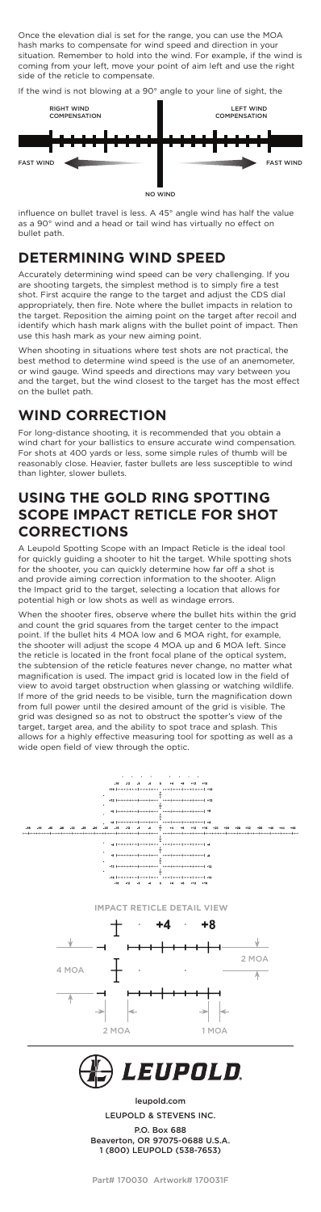Once the elevation dial is set for the range, you can use the MOA hash marks to compensate for wind speed and direction in your situation. Remember to hold into the wind. For example, if the wind is coming from your left, move your point of aim left and use the right side of the reticle to compensate.

If the wind is not blowing at a 90° angle to your line of sight, the

RIGHT WIND COMPENSATION

LEFT WIND COMPENSATION

FAST WIND

FAST WIND

NO WIND

influence on bullet travel is less. A 45° angle wind has half the value as a 90° wind and a head or tail wind has virtually no effect on bullet path.

## DETERMINING WIND SPEED

Accurately determining wind speed can be very challenging. If you are shooting targets, the simplest method is to simply fire a test shot. First acquire the range to the target and adjust the CDS dial appropriately, then fire. Note where the bullet impacts in relation to the target. Reposition the aiming point on the target after recoil and identify which hash mark aligns with the bullet point of impact. Then use this hash mark as your new aiming point.

When shooting in situations where test shots are not practical, the best method to determine wind speed is the use of an anemometer, or wind gauge. Wind speeds and directions may vary between you and the target, but the wind closest to the target has the most effect on the bullet path.

## WIND CORRECTION

For long-distance shooting, it is recommended that you obtain a wind chart for your ballistics to ensure accurate wind compensation. For shots at 400 yards or less, some simple rules of thumb will be reasonably close. Heavier, faster bullets are less susceptible to wind than lighter, slower bullets.

## USING THE GOLD RING SPOTTING SCOPE IMPACT RETICLE FOR SHOT CORRECTIONS

A Leupold Spotting Scope with an Impact Reticle is the ideal tool for quickly guiding a shooter to hit the target. While spotting shots for the shooter, you can quickly determine how far off a shot is and provide aiming correction information to the shooter. Align the Impact grid to the target, selecting a location that allows for potential high or low shots as well as windage errors.

When the shooter fires, observe where the bullet hits within the grid and count the grid squares from the target center to the impact point. If the bullet hits 4 MOA low and 6 MOA right, for example, the shooter will adjust the scope 4 MOA up and 6 MOA left. Since the reticle is located in the front focal plane of the optical system, the subtension of the reticle features never change, no matter what magnification is used. The impact grid is located low in the field of view to avoid target obstruction when glassing or watching wildlife. If more of the grid needs to be visible, turn the magnification down from full power until the desired amount of the grid is visible. The grid was designed so as not to obstruct the spotter's view of the target, target area, and the ability to spot trace and splash. This allows for a highly effective measuring tool for spotting as well as a wide open field of view through the optic.

IMPACT RETICLE DETAIL VIEW

+4

+8

4 MOA

2 MOA

2 MOA

1 MOA

LEUPOLD

leupold.com

LEUPOLD & STEVENS INC.

P.O. Box 688
Beaverton, OR 97075-0688 U.S.A.
1 (800) LEUPOLD (538-7653)

Part# 170030 Artwork# 170031F